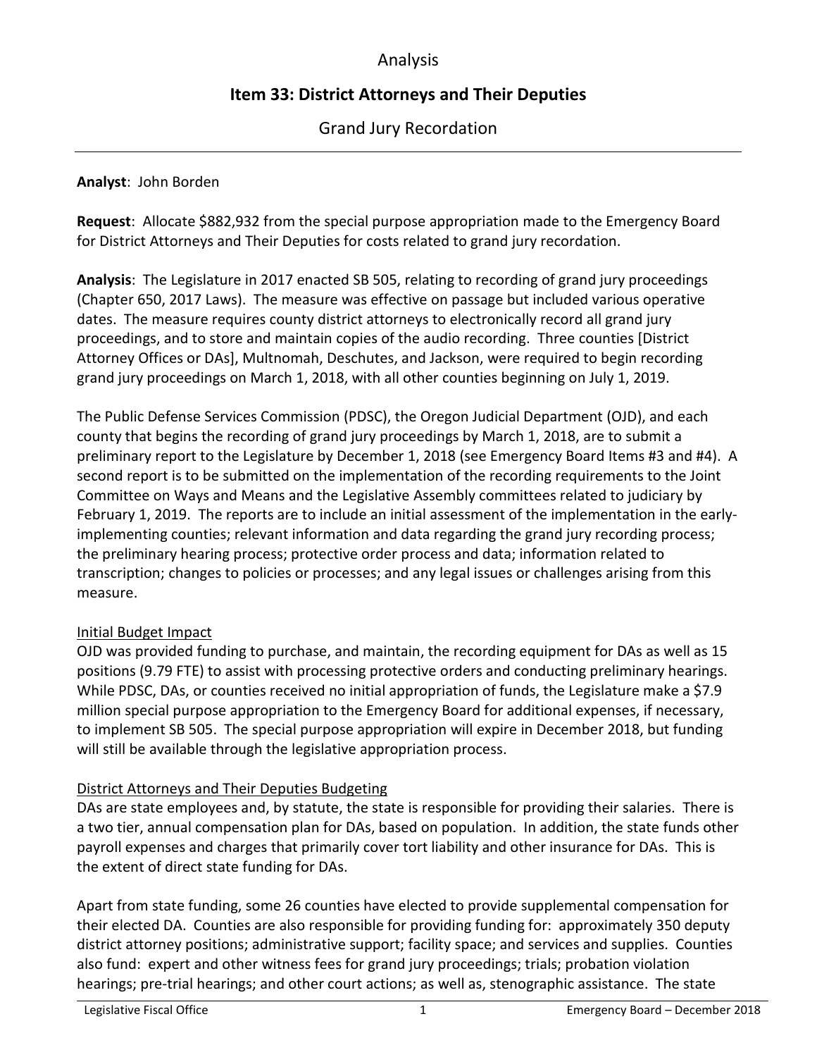# Analysis

## Item 33: District Attorneys and Their Deputies

### Grand Jury Recordation

---

**Analyst**: John Borden

**Request**: Allocate $882,932 from the special purpose appropriation made to the Emergency Board for District Attorneys and Their Deputies for costs related to grand jury recordation.

**Analysis**: The Legislature in 2017 enacted SB 505, relating to recording of grand jury proceedings (Chapter 650, 2017 Laws). The measure was effective on passage but included various operative dates. The measure requires county district attorneys to electronically record all grand jury proceedings, and to store and maintain copies of the audio recording. Three counties [District Attorney Offices or DAs], Multnomah, Deschutes, and Jackson, were required to begin recording grand jury proceedings on March 1, 2018, with all other counties beginning on July 1, 2019.

The Public Defense Services Commission (PDSC), the Oregon Judicial Department (OJD), and each county that begins the recording of grand jury proceedings by March 1, 2018, are to submit a preliminary report to the Legislature by December 1, 2018 (see Emergency Board Items #3 and #4). A second report is to be submitted on the implementation of the recording requirements to the Joint Committee on Ways and Means and the Legislative Assembly committees related to judiciary by February 1, 2019. The reports are to include an initial assessment of the implementation in the early-implementing counties; relevant information and data regarding the grand jury recording process; the preliminary hearing process; protective order process and data; information related to transcription; changes to policies or processes; and any legal issues or challenges arising from this measure.

<u>Initial Budget Impact</u>
OJD was provided funding to purchase, and maintain, the recording equipment for DAs as well as 15 positions (9.79 FTE) to assist with processing protective orders and conducting preliminary hearings. While PDSC, DAs, or counties received no initial appropriation of funds, the Legislature make a $7.9 million special purpose appropriation to the Emergency Board for additional expenses, if necessary, to implement SB 505. The special purpose appropriation will expire in December 2018, but funding will still be available through the legislative appropriation process.

<u>District Attorneys and Their Deputies Budgeting</u>
DAs are state employees and, by statute, the state is responsible for providing their salaries. There is a two tier, annual compensation plan for DAs, based on population. In addition, the state funds other payroll expenses and charges that primarily cover tort liability and other insurance for DAs. This is the extent of direct state funding for DAs.

Apart from state funding, some 26 counties have elected to provide supplemental compensation for their elected DA. Counties are also responsible for providing funding for: approximately 350 deputy district attorney positions; administrative support; facility space; and services and supplies. Counties also fund: expert and other witness fees for grand jury proceedings; trials; probation violation hearings; pre-trial hearings; and other court actions; as well as, stenographic assistance. The state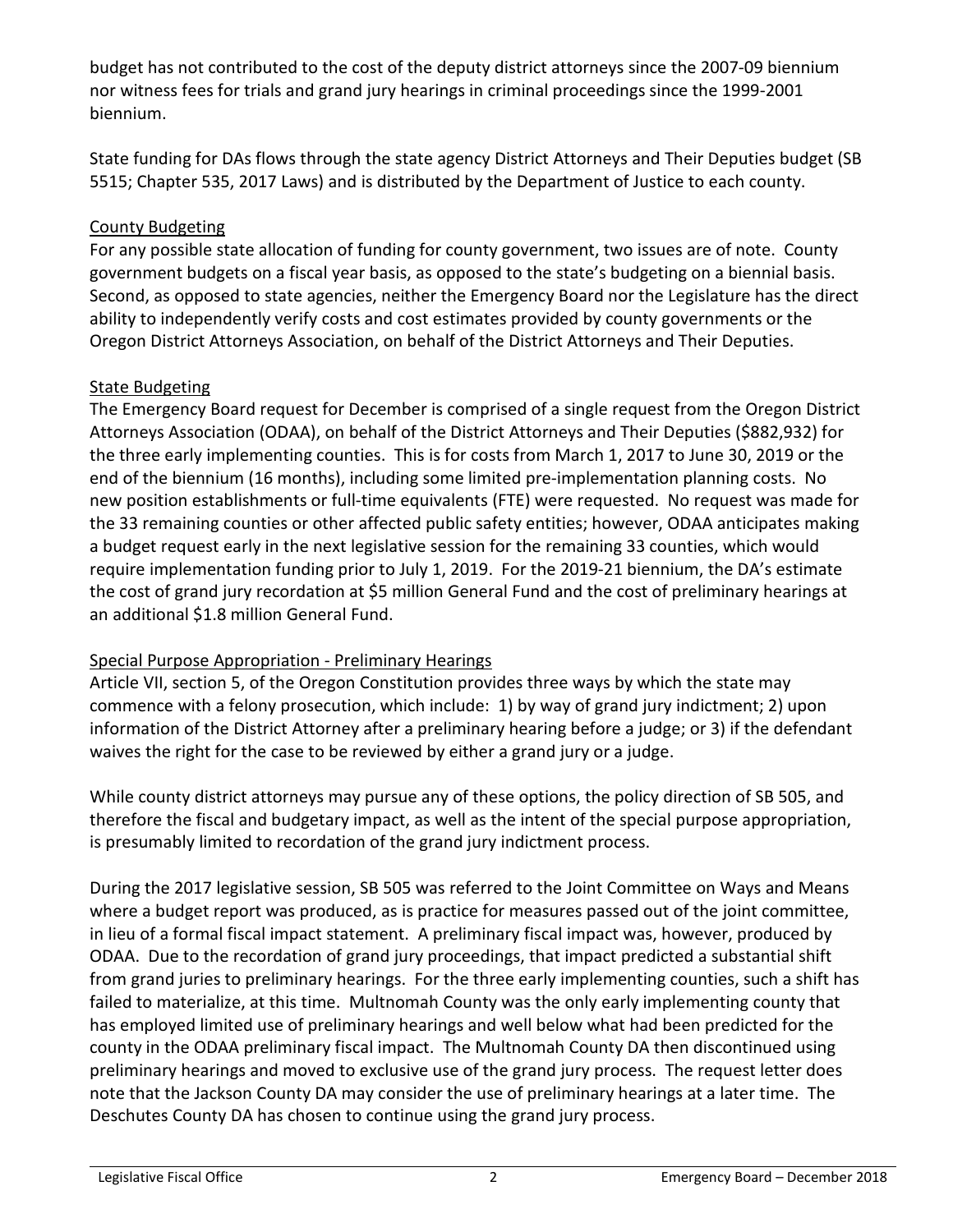budget has not contributed to the cost of the deputy district attorneys since the 2007-09 biennium nor witness fees for trials and grand jury hearings in criminal proceedings since the 1999-2001 biennium.

State funding for DAs flows through the state agency District Attorneys and Their Deputies budget (SB 5515; Chapter 535, 2017 Laws) and is distributed by the Department of Justice to each county.

### County Budgeting

For any possible state allocation of funding for county government, two issues are of note. County government budgets on a fiscal year basis, as opposed to the state's budgeting on a biennial basis. Second, as opposed to state agencies, neither the Emergency Board nor the Legislature has the direct ability to independently verify costs and cost estimates provided by county governments or the Oregon District Attorneys Association, on behalf of the District Attorneys and Their Deputies.

### State Budgeting

The Emergency Board request for December is comprised of a single request from the Oregon District Attorneys Association (ODAA), on behalf of the District Attorneys and Their Deputies ($882,932) for the three early implementing counties. This is for costs from March 1, 2017 to June 30, 2019 or the end of the biennium (16 months), including some limited pre-implementation planning costs. No new position establishments or full-time equivalents (FTE) were requested. No request was made for the 33 remaining counties or other affected public safety entities; however, ODAA anticipates making a budget request early in the next legislative session for the remaining 33 counties, which would require implementation funding prior to July 1, 2019. For the 2019-21 biennium, the DA's estimate the cost of grand jury recordation at $5 million General Fund and the cost of preliminary hearings at an additional $1.8 million General Fund.

### Special Purpose Appropriation - Preliminary Hearings

Article VII, section 5, of the Oregon Constitution provides three ways by which the state may commence with a felony prosecution, which include: 1) by way of grand jury indictment; 2) upon information of the District Attorney after a preliminary hearing before a judge; or 3) if the defendant waives the right for the case to be reviewed by either a grand jury or a judge.

While county district attorneys may pursue any of these options, the policy direction of SB 505, and therefore the fiscal and budgetary impact, as well as the intent of the special purpose appropriation, is presumably limited to recordation of the grand jury indictment process.

During the 2017 legislative session, SB 505 was referred to the Joint Committee on Ways and Means where a budget report was produced, as is practice for measures passed out of the joint committee, in lieu of a formal fiscal impact statement. A preliminary fiscal impact was, however, produced by ODAA. Due to the recordation of grand jury proceedings, that impact predicted a substantial shift from grand juries to preliminary hearings. For the three early implementing counties, such a shift has failed to materialize, at this time. Multnomah County was the only early implementing county that has employed limited use of preliminary hearings and well below what had been predicted for the county in the ODAA preliminary fiscal impact. The Multnomah County DA then discontinued using preliminary hearings and moved to exclusive use of the grand jury process. The request letter does note that the Jackson County DA may consider the use of preliminary hearings at a later time. The Deschutes County DA has chosen to continue using the grand jury process.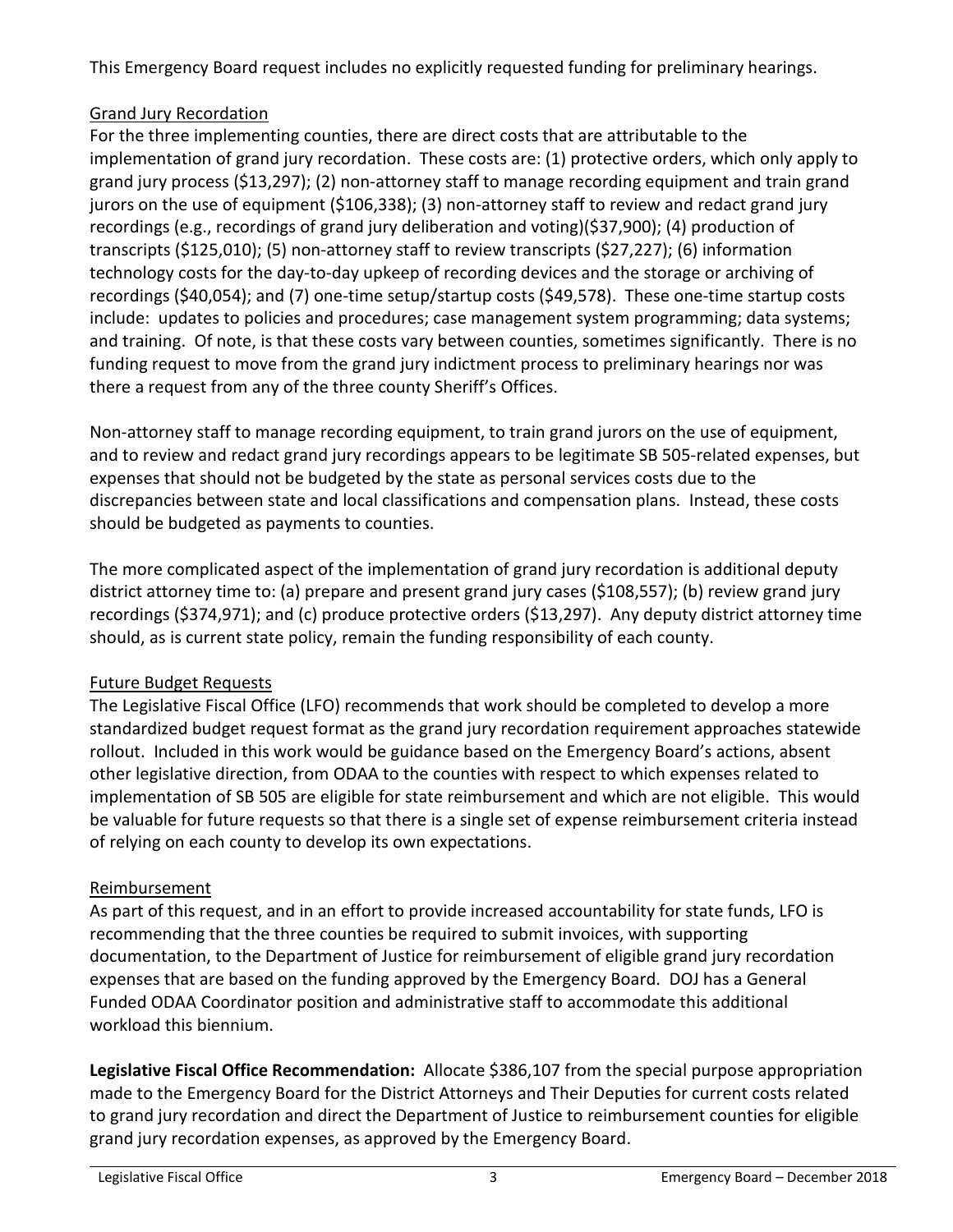This Emergency Board request includes no explicitly requested funding for preliminary hearings.

Grand Jury Recordation

For the three implementing counties, there are direct costs that are attributable to the implementation of grand jury recordation. These costs are: (1) protective orders, which only apply to grand jury process ($13,297); (2) non-attorney staff to manage recording equipment and train grand jurors on the use of equipment ($106,338); (3) non-attorney staff to review and redact grand jury recordings (e.g., recordings of grand jury deliberation and voting)($37,900); (4) production of transcripts ($125,010); (5) non-attorney staff to review transcripts ($27,227); (6) information technology costs for the day-to-day upkeep of recording devices and the storage or archiving of recordings ($40,054); and (7) one-time setup/startup costs ($49,578). These one-time startup costs include: updates to policies and procedures; case management system programming; data systems; and training. Of note, is that these costs vary between counties, sometimes significantly. There is no funding request to move from the grand jury indictment process to preliminary hearings nor was there a request from any of the three county Sheriff's Offices.

Non-attorney staff to manage recording equipment, to train grand jurors on the use of equipment, and to review and redact grand jury recordings appears to be legitimate SB 505-related expenses, but expenses that should not be budgeted by the state as personal services costs due to the discrepancies between state and local classifications and compensation plans. Instead, these costs should be budgeted as payments to counties.

The more complicated aspect of the implementation of grand jury recordation is additional deputy district attorney time to: (a) prepare and present grand jury cases ($108,557); (b) review grand jury recordings ($374,971); and (c) produce protective orders ($13,297). Any deputy district attorney time should, as is current state policy, remain the funding responsibility of each county.

Future Budget Requests

The Legislative Fiscal Office (LFO) recommends that work should be completed to develop a more standardized budget request format as the grand jury recordation requirement approaches statewide rollout. Included in this work would be guidance based on the Emergency Board's actions, absent other legislative direction, from ODAA to the counties with respect to which expenses related to implementation of SB 505 are eligible for state reimbursement and which are not eligible. This would be valuable for future requests so that there is a single set of expense reimbursement criteria instead of relying on each county to develop its own expectations.

Reimbursement

As part of this request, and in an effort to provide increased accountability for state funds, LFO is recommending that the three counties be required to submit invoices, with supporting documentation, to the Department of Justice for reimbursement of eligible grand jury recordation expenses that are based on the funding approved by the Emergency Board. DOJ has a General Funded ODAA Coordinator position and administrative staff to accommodate this additional workload this biennium.

**Legislative Fiscal Office Recommendation:** Allocate $386,107 from the special purpose appropriation made to the Emergency Board for the District Attorneys and Their Deputies for current costs related to grand jury recordation and direct the Department of Justice to reimbursement counties for eligible grand jury recordation expenses, as approved by the Emergency Board.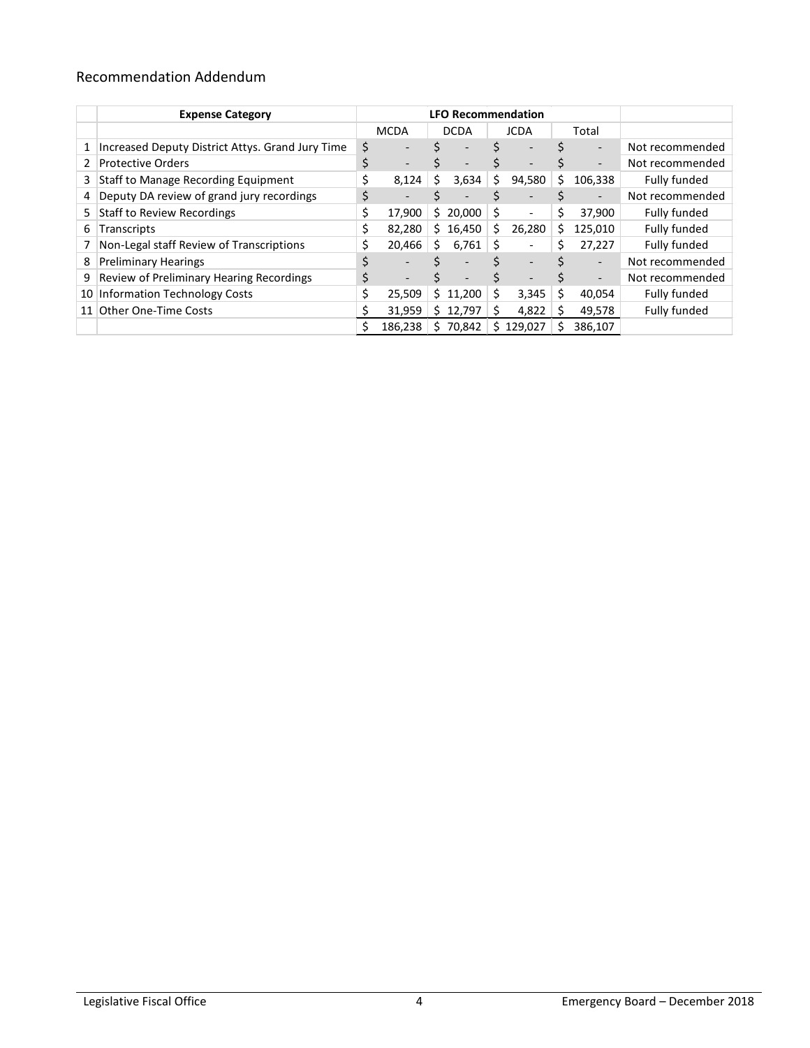## Recommendation Addendum

| | Expense Category | LFO Recommendation | | | | |
|---|---|---|---|---|---|---|
| | | MCDA | DCDA | JCDA | Total | |
| 1 | Increased Deputy District Attys. Grand Jury Time | $ - | $ - | $ - | $ - | Not recommended |
| 2 | Protective Orders | $ - | $ - | $ - | $ - | Not recommended |
| 3 | Staff to Manage Recording Equipment | $ 8,124 | $ 3,634 | $ 94,580 | $ 106,338 | Fully funded |
| 4 | Deputy DA review of grand jury recordings | $ - | $ - | $ - | $ - | Not recommended |
| 5 | Staff to Review Recordings | $ 17,900 | $ 20,000 | $ - | $ 37,900 | Fully funded |
| 6 | Transcripts | $ 82,280 | $ 16,450 | $ 26,280 | $ 125,010 | Fully funded |
| 7 | Non-Legal staff Review of Transcriptions | $ 20,466 | $ 6,761 | $ - | $ 27,227 | Fully funded |
| 8 | Preliminary Hearings | $ - | $ - | $ - | $ - | Not recommended |
| 9 | Review of Preliminary Hearing Recordings | $ - | $ - | $ - | $ - | Not recommended |
| 10 | Information Technology Costs | $ 25,509 | $ 11,200 | $ 3,345 | $ 40,054 | Fully funded |
| 11 | Other One-Time Costs | $ 31,959 | $ 12,797 | $ 4,822 | $ 49,578 | Fully funded |
| | | $ 186,238 | $ 70,842 | $ 129,027 | $ 386,107 | |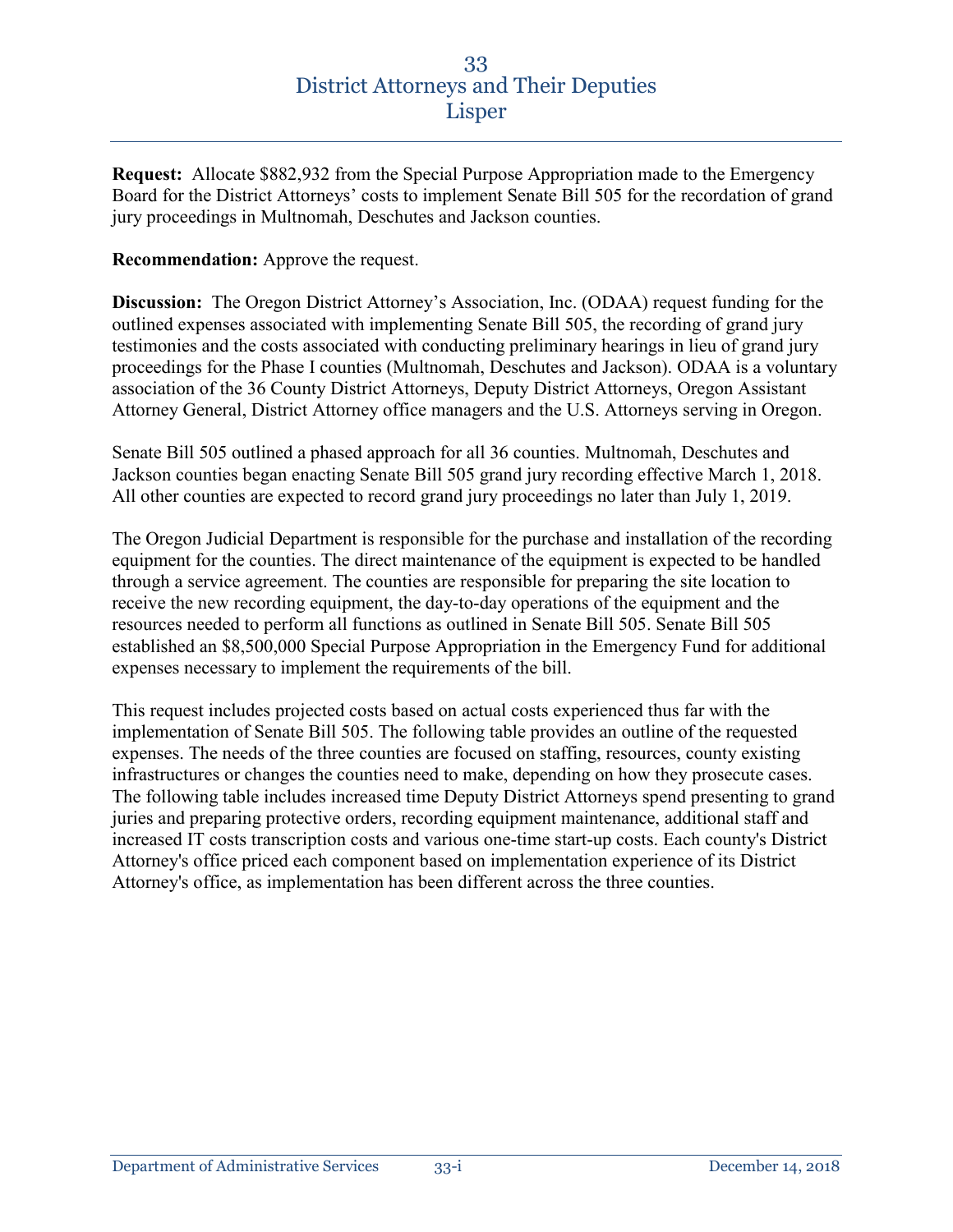# 33
# District Attorneys and Their Deputies
# Lisper

**Request:** Allocate $882,932 from the Special Purpose Appropriation made to the Emergency Board for the District Attorneys' costs to implement Senate Bill 505 for the recordation of grand jury proceedings in Multnomah, Deschutes and Jackson counties.

**Recommendation:** Approve the request.

**Discussion:** The Oregon District Attorney's Association, Inc. (ODAA) request funding for the outlined expenses associated with implementing Senate Bill 505, the recording of grand jury testimonies and the costs associated with conducting preliminary hearings in lieu of grand jury proceedings for the Phase I counties (Multnomah, Deschutes and Jackson). ODAA is a voluntary association of the 36 County District Attorneys, Deputy District Attorneys, Oregon Assistant Attorney General, District Attorney office managers and the U.S. Attorneys serving in Oregon.

Senate Bill 505 outlined a phased approach for all 36 counties. Multnomah, Deschutes and Jackson counties began enacting Senate Bill 505 grand jury recording effective March 1, 2018. All other counties are expected to record grand jury proceedings no later than July 1, 2019.

The Oregon Judicial Department is responsible for the purchase and installation of the recording equipment for the counties. The direct maintenance of the equipment is expected to be handled through a service agreement. The counties are responsible for preparing the site location to receive the new recording equipment, the day-to-day operations of the equipment and the resources needed to perform all functions as outlined in Senate Bill 505. Senate Bill 505 established an $8,500,000 Special Purpose Appropriation in the Emergency Fund for additional expenses necessary to implement the requirements of the bill.

This request includes projected costs based on actual costs experienced thus far with the implementation of Senate Bill 505. The following table provides an outline of the requested expenses. The needs of the three counties are focused on staffing, resources, county existing infrastructures or changes the counties need to make, depending on how they prosecute cases. The following table includes increased time Deputy District Attorneys spend presenting to grand juries and preparing protective orders, recording equipment maintenance, additional staff and increased IT costs transcription costs and various one-time start-up costs. Each county's District Attorney's office priced each component based on implementation experience of its District Attorney's office, as implementation has been different across the three counties.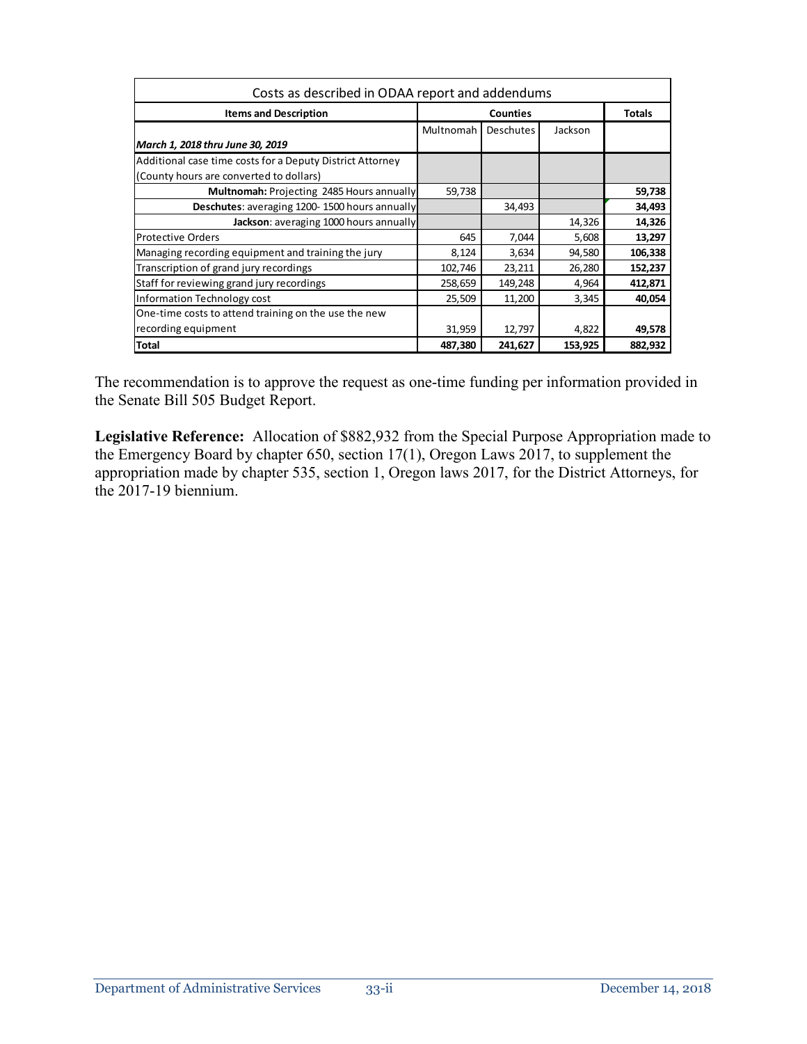| Costs as described in ODAA report and addendums | | | | |
|---|---|---|---|---|
| **Items and Description** | **Counties** | | | **Totals** |
| ***March 1, 2018 thru June 30, 2019*** | Multnomah | Deschutes | Jackson | |
| Additional case time costs for a Deputy District Attorney (County hours are converted to dollars) | | | | |
| **Multnomah:** Projecting 2485 Hours annually | 59,738 | | | **59,738** |
| **Deschutes**: averaging 1200- 1500 hours annually | | 34,493 | | **34,493** |
| **Jackson**: averaging 1000 hours annually | | | 14,326 | **14,326** |
| Protective Orders | 645 | 7,044 | 5,608 | **13,297** |
| Managing recording equipment and training the jury | 8,124 | 3,634 | 94,580 | **106,338** |
| Transcription of grand jury recordings | 102,746 | 23,211 | 26,280 | **152,237** |
| Staff for reviewing grand jury recordings | 258,659 | 149,248 | 4,964 | **412,871** |
| Information Technology cost | 25,509 | 11,200 | 3,345 | **40,054** |
| One-time costs to attend training on the use the new recording equipment | 31,959 | 12,797 | 4,822 | **49,578** |
| **Total** | **487,380** | **241,627** | **153,925** | **882,932** |

The recommendation is to approve the request as one-time funding per information provided in the Senate Bill 505 Budget Report.

**Legislative Reference:** Allocation of $882,932 from the Special Purpose Appropriation made to the Emergency Board by chapter 650, section 17(1), Oregon Laws 2017, to supplement the appropriation made by chapter 535, section 1, Oregon laws 2017, for the District Attorneys, for the 2017-19 biennium.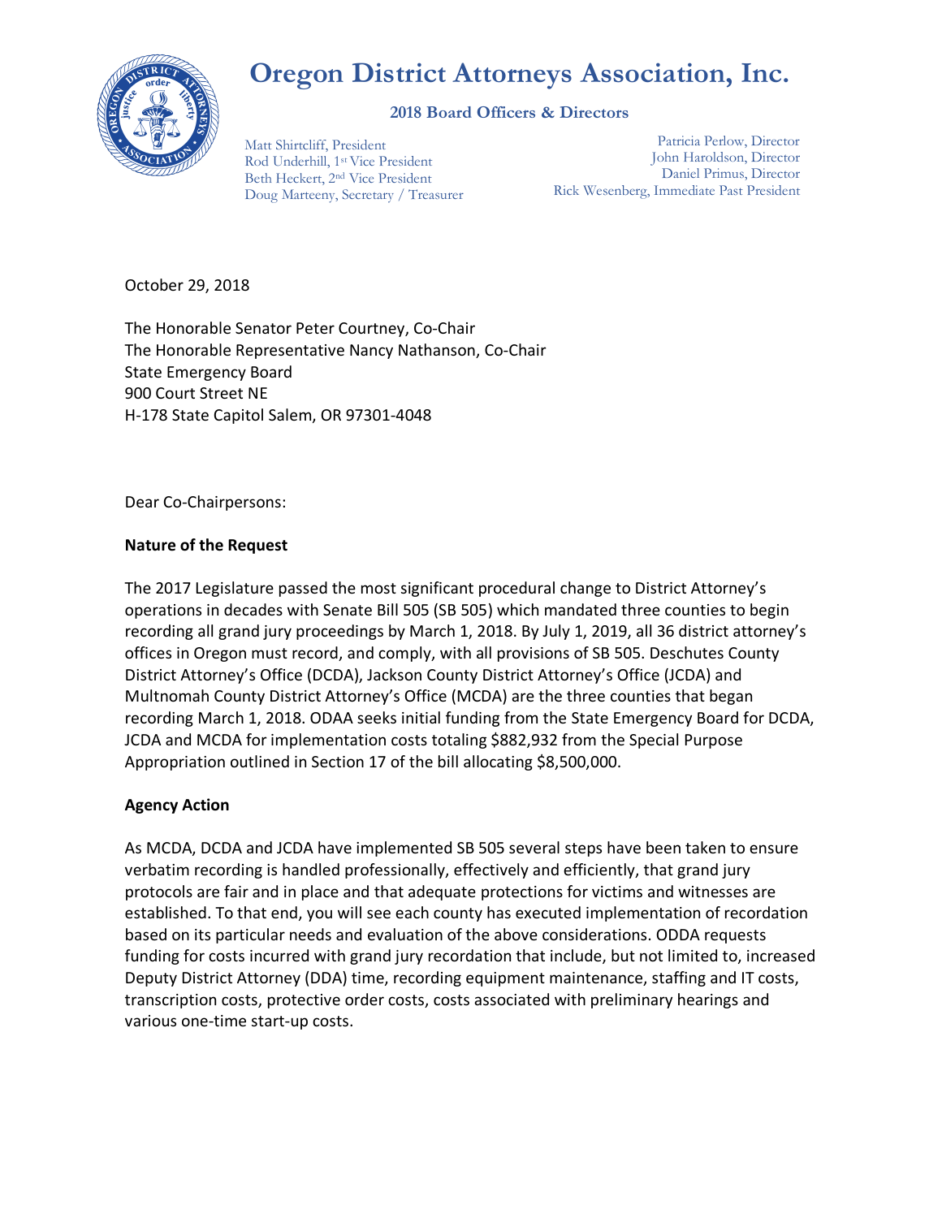# Oregon District Attorneys Association, Inc.

## 2018 Board Officers & Directors

Matt Shirtcliff, President
Rod Underhill, 1st Vice President
Beth Heckert, 2nd Vice President
Doug Marteeny, Secretary / Treasurer

Patricia Perlow, Director
John Haroldson, Director
Daniel Primus, Director
Rick Wesenberg, Immediate Past President

October 29, 2018

The Honorable Senator Peter Courtney, Co-Chair
The Honorable Representative Nancy Nathanson, Co-Chair
State Emergency Board
900 Court Street NE
H-178 State Capitol Salem, OR 97301-4048

Dear Co-Chairpersons:

**Nature of the Request**

The 2017 Legislature passed the most significant procedural change to District Attorney's operations in decades with Senate Bill 505 (SB 505) which mandated three counties to begin recording all grand jury proceedings by March 1, 2018. By July 1, 2019, all 36 district attorney's offices in Oregon must record, and comply, with all provisions of SB 505. Deschutes County District Attorney's Office (DCDA), Jackson County District Attorney's Office (JCDA) and Multnomah County District Attorney's Office (MCDA) are the three counties that began recording March 1, 2018. ODAA seeks initial funding from the State Emergency Board for DCDA, JCDA and MCDA for implementation costs totaling $882,932 from the Special Purpose Appropriation outlined in Section 17 of the bill allocating $8,500,000.

**Agency Action**

As MCDA, DCDA and JCDA have implemented SB 505 several steps have been taken to ensure verbatim recording is handled professionally, effectively and efficiently, that grand jury protocols are fair and in place and that adequate protections for victims and witnesses are established. To that end, you will see each county has executed implementation of recordation based on its particular needs and evaluation of the above considerations. ODDA requests funding for costs incurred with grand jury recordation that include, but not limited to, increased Deputy District Attorney (DDA) time, recording equipment maintenance, staffing and IT costs, transcription costs, protective order costs, costs associated with preliminary hearings and various one-time start-up costs.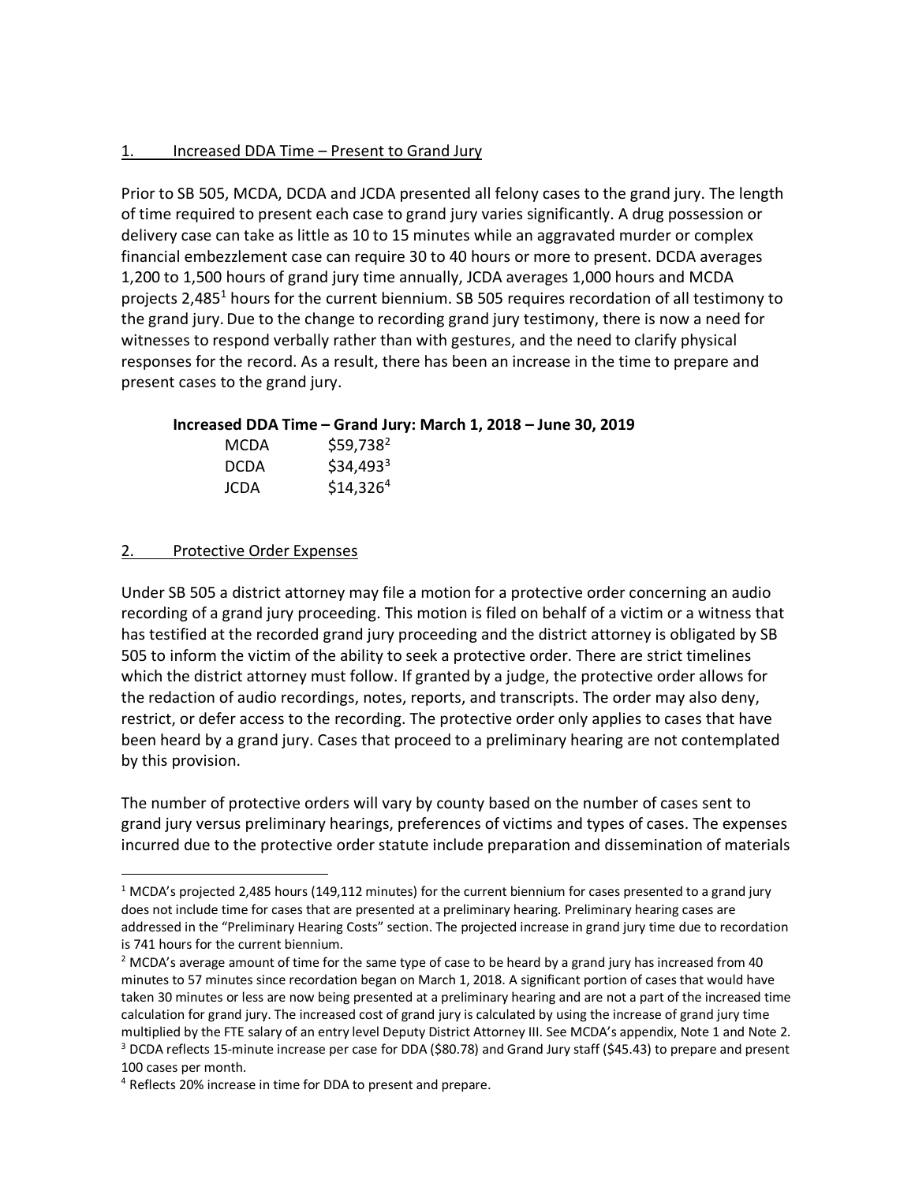## 1. Increased DDA Time – Present to Grand Jury

Prior to SB 505, MCDA, DCDA and JCDA presented all felony cases to the grand jury. The length of time required to present each case to grand jury varies significantly. A drug possession or delivery case can take as little as 10 to 15 minutes while an aggravated murder or complex financial embezzlement case can require 30 to 40 hours or more to present. DCDA averages 1,200 to 1,500 hours of grand jury time annually, JCDA averages 1,000 hours and MCDA projects 2,485[1] hours for the current biennium. SB 505 requires recordation of all testimony to the grand jury. Due to the change to recording grand jury testimony, there is now a need for witnesses to respond verbally rather than with gestures, and the need to clarify physical responses for the record. As a result, there has been an increase in the time to prepare and present cases to the grand jury.

**Increased DDA Time – Grand Jury: March 1, 2018 – June 30, 2019**

| | |
|---|---|
| MCDA | $59,738[2] |
| DCDA | $34,493[3] |
| JCDA | $14,326[4] |

## 2. Protective Order Expenses

Under SB 505 a district attorney may file a motion for a protective order concerning an audio recording of a grand jury proceeding. This motion is filed on behalf of a victim or a witness that has testified at the recorded grand jury proceeding and the district attorney is obligated by SB 505 to inform the victim of the ability to seek a protective order. There are strict timelines which the district attorney must follow. If granted by a judge, the protective order allows for the redaction of audio recordings, notes, reports, and transcripts. The order may also deny, restrict, or defer access to the recording. The protective order only applies to cases that have been heard by a grand jury. Cases that proceed to a preliminary hearing are not contemplated by this provision.

The number of protective orders will vary by county based on the number of cases sent to grand jury versus preliminary hearings, preferences of victims and types of cases. The expenses incurred due to the protective order statute include preparation and dissemination of materials

---

[1] MCDA's projected 2,485 hours (149,112 minutes) for the current biennium for cases presented to a grand jury does not include time for cases that are presented at a preliminary hearing. Preliminary hearing cases are addressed in the "Preliminary Hearing Costs" section. The projected increase in grand jury time due to recordation is 741 hours for the current biennium.

[2] MCDA's average amount of time for the same type of case to be heard by a grand jury has increased from 40 minutes to 57 minutes since recordation began on March 1, 2018. A significant portion of cases that would have taken 30 minutes or less are now being presented at a preliminary hearing and are not a part of the increased time calculation for grand jury. The increased cost of grand jury is calculated by using the increase of grand jury time multiplied by the FTE salary of an entry level Deputy District Attorney III. See MCDA's appendix, Note 1 and Note 2.

[3] DCDA reflects 15-minute increase per case for DDA ($80.78) and Grand Jury staff ($45.43) to prepare and present 100 cases per month.

[4] Reflects 20% increase in time for DDA to present and prepare.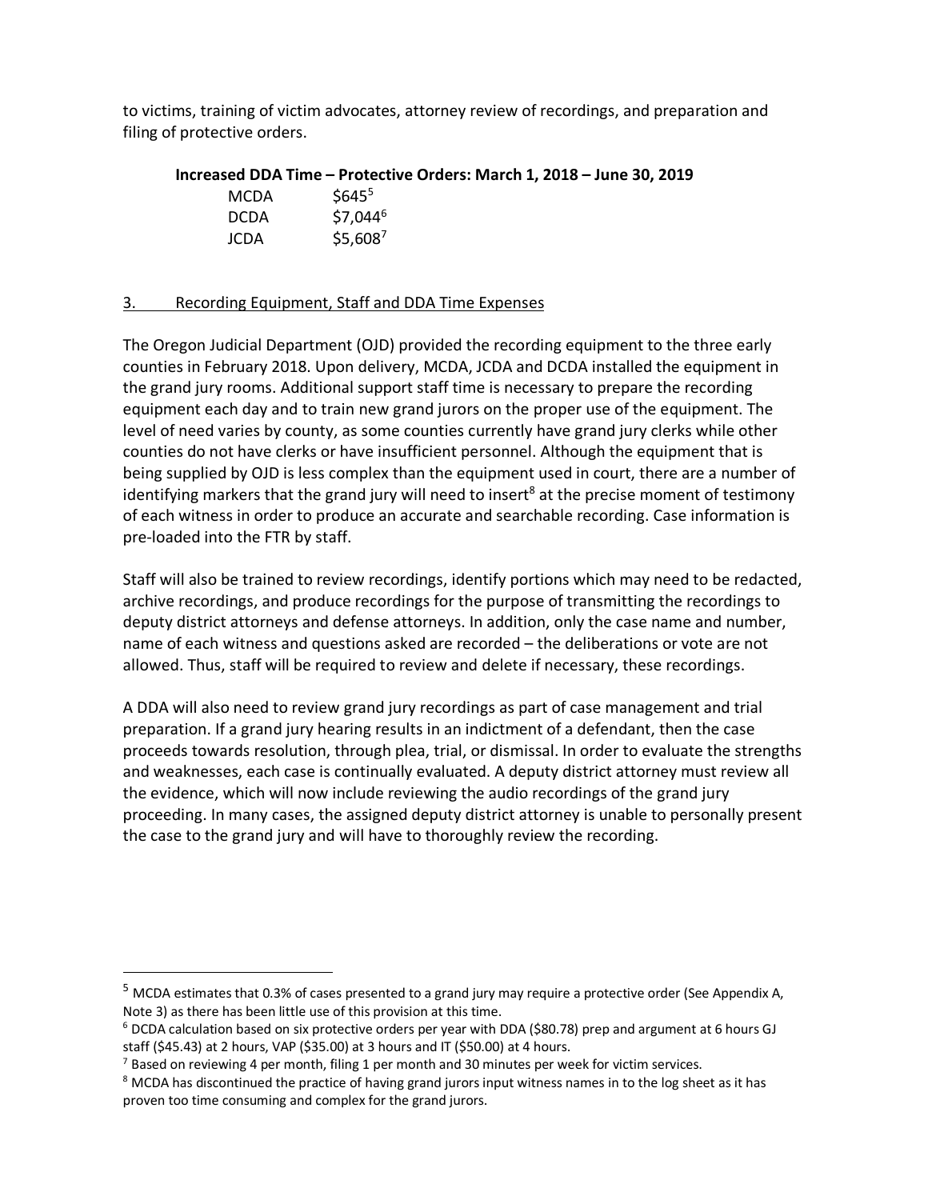to victims, training of victim advocates, attorney review of recordings, and preparation and filing of protective orders.

**Increased DDA Time – Protective Orders: March 1, 2018 – June 30, 2019**

| | |
|---|---|
| MCDA | $645[5] |
| DCDA | $7,044[6] |
| JCDA | $5,608[7] |

## 3. Recording Equipment, Staff and DDA Time Expenses

The Oregon Judicial Department (OJD) provided the recording equipment to the three early counties in February 2018. Upon delivery, MCDA, JCDA and DCDA installed the equipment in the grand jury rooms. Additional support staff time is necessary to prepare the recording equipment each day and to train new grand jurors on the proper use of the equipment. The level of need varies by county, as some counties currently have grand jury clerks while other counties do not have clerks or have insufficient personnel. Although the equipment that is being supplied by OJD is less complex than the equipment used in court, there are a number of identifying markers that the grand jury will need to insert[8] at the precise moment of testimony of each witness in order to produce an accurate and searchable recording. Case information is pre-loaded into the FTR by staff.

Staff will also be trained to review recordings, identify portions which may need to be redacted, archive recordings, and produce recordings for the purpose of transmitting the recordings to deputy district attorneys and defense attorneys. In addition, only the case name and number, name of each witness and questions asked are recorded – the deliberations or vote are not allowed. Thus, staff will be required to review and delete if necessary, these recordings.

A DDA will also need to review grand jury recordings as part of case management and trial preparation. If a grand jury hearing results in an indictment of a defendant, then the case proceeds towards resolution, through plea, trial, or dismissal. In order to evaluate the strengths and weaknesses, each case is continually evaluated. A deputy district attorney must review all the evidence, which will now include reviewing the audio recordings of the grand jury proceeding. In many cases, the assigned deputy district attorney is unable to personally present the case to the grand jury and will have to thoroughly review the recording.

---

[5] MCDA estimates that 0.3% of cases presented to a grand jury may require a protective order (See Appendix A, Note 3) as there has been little use of this provision at this time.

[6] DCDA calculation based on six protective orders per year with DDA ($80.78) prep and argument at 6 hours GJ staff ($45.43) at 2 hours, VAP ($35.00) at 3 hours and IT ($50.00) at 4 hours.

[7] Based on reviewing 4 per month, filing 1 per month and 30 minutes per week for victim services.

[8] MCDA has discontinued the practice of having grand jurors input witness names in to the log sheet as it has proven too time consuming and complex for the grand jurors.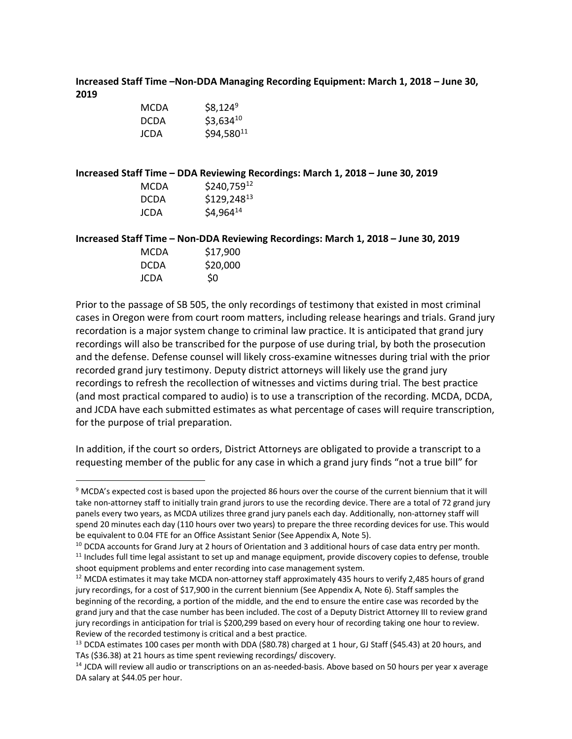**Increased Staff Time –Non-DDA Managing Recording Equipment: March 1, 2018 – June 30, 2019**

| | |
|---|---|
| MCDA | $8,124[9] |
| DCDA | $3,634[10] |
| JCDA | $94,580[11] |

**Increased Staff Time – DDA Reviewing Recordings: March 1, 2018 – June 30, 2019**

| | |
|---|---|
| MCDA | $240,759[12] |
| DCDA | $129,248[13] |
| JCDA | $4,964[14] |

**Increased Staff Time – Non-DDA Reviewing Recordings: March 1, 2018 – June 30, 2019**

| | |
|---|---|
| MCDA | $17,900 |
| DCDA | $20,000 |
| JCDA | $0 |

Prior to the passage of SB 505, the only recordings of testimony that existed in most criminal cases in Oregon were from court room matters, including release hearings and trials. Grand jury recordation is a major system change to criminal law practice. It is anticipated that grand jury recordings will also be transcribed for the purpose of use during trial, by both the prosecution and the defense. Defense counsel will likely cross-examine witnesses during trial with the prior recorded grand jury testimony. Deputy district attorneys will likely use the grand jury recordings to refresh the recollection of witnesses and victims during trial. The best practice (and most practical compared to audio) is to use a transcription of the recording. MCDA, DCDA, and JCDA have each submitted estimates as what percentage of cases will require transcription, for the purpose of trial preparation.

In addition, if the court so orders, District Attorneys are obligated to provide a transcript to a requesting member of the public for any case in which a grand jury finds "not a true bill" for

---

[9] MCDA's expected cost is based upon the projected 86 hours over the course of the current biennium that it will take non-attorney staff to initially train grand jurors to use the recording device. There are a total of 72 grand jury panels every two years, as MCDA utilizes three grand jury panels each day. Additionally, non-attorney staff will spend 20 minutes each day (110 hours over two years) to prepare the three recording devices for use. This would be equivalent to 0.04 FTE for an Office Assistant Senior (See Appendix A, Note 5).

[10] DCDA accounts for Grand Jury at 2 hours of Orientation and 3 additional hours of case data entry per month.

[11] Includes full time legal assistant to set up and manage equipment, provide discovery copies to defense, trouble shoot equipment problems and enter recording into case management system.

[12] MCDA estimates it may take MCDA non-attorney staff approximately 435 hours to verify 2,485 hours of grand jury recordings, for a cost of $17,900 in the current biennium (See Appendix A, Note 6). Staff samples the beginning of the recording, a portion of the middle, and the end to ensure the entire case was recorded by the grand jury and that the case number has been included. The cost of a Deputy District Attorney III to review grand jury recordings in anticipation for trial is $200,299 based on every hour of recording taking one hour to review. Review of the recorded testimony is critical and a best practice.

[13] DCDA estimates 100 cases per month with DDA ($80.78) charged at 1 hour, GJ Staff ($45.43) at 20 hours, and TAs ($36.38) at 21 hours as time spent reviewing recordings/ discovery.

[14] JCDA will review all audio or transcriptions on an as-needed-basis. Above based on 50 hours per year x average DA salary at $44.05 per hour.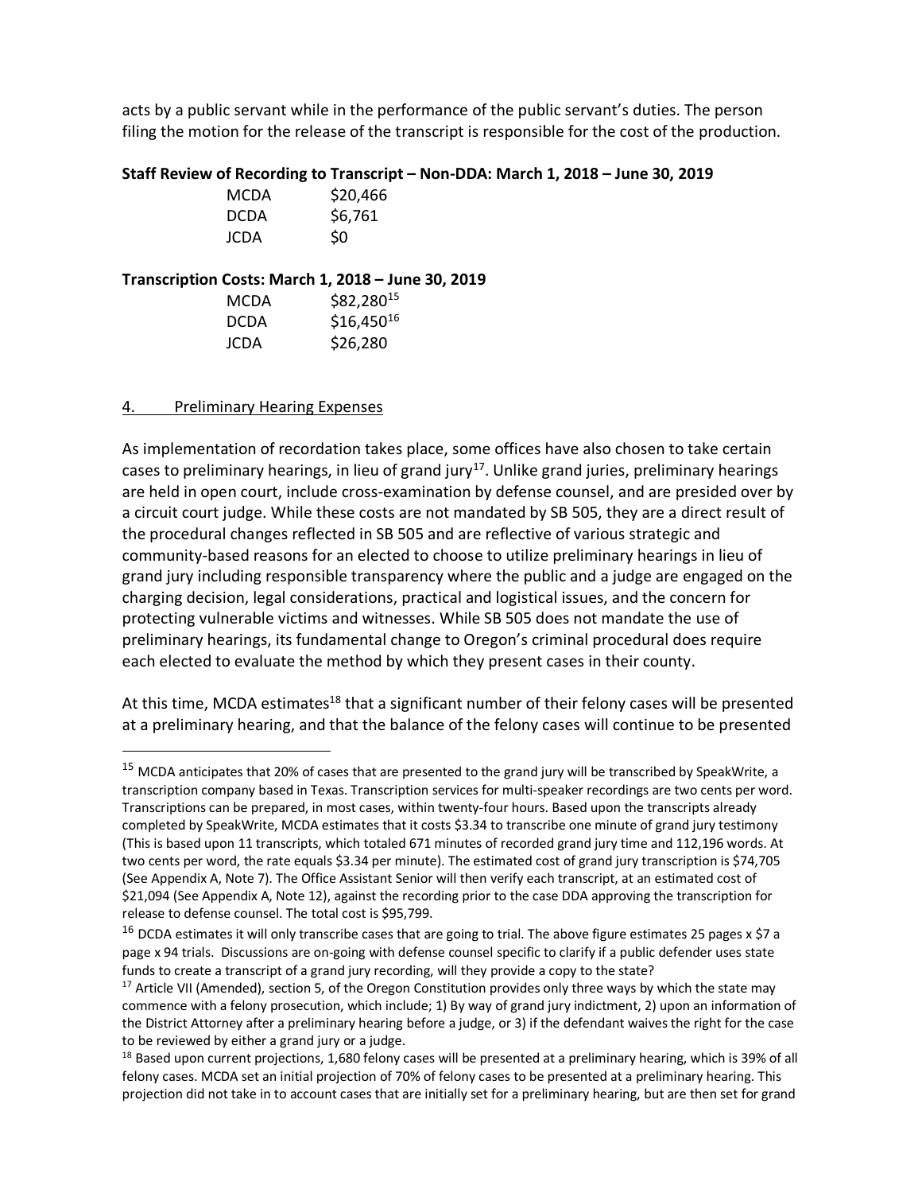acts by a public servant while in the performance of the public servant's duties. The person filing the motion for the release of the transcript is responsible for the cost of the production.

**Staff Review of Recording to Transcript – Non-DDA: March 1, 2018 – June 30, 2019**

| | |
|---|---|
| MCDA | \$20,466 |
| DCDA | \$6,761 |
| JCDA | \$0 |

**Transcription Costs: March 1, 2018 – June 30, 2019**

| | |
|---|---|
| MCDA | \$82,280[15] |
| DCDA | \$16,450[16] |
| JCDA | \$26,280 |

4. <u>Preliminary Hearing Expenses</u>

As implementation of recordation takes place, some offices have also chosen to take certain cases to preliminary hearings, in lieu of grand jury[17]. Unlike grand juries, preliminary hearings are held in open court, include cross-examination by defense counsel, and are presided over by a circuit court judge. While these costs are not mandated by SB 505, they are a direct result of the procedural changes reflected in SB 505 and are reflective of various strategic and community-based reasons for an elected to choose to utilize preliminary hearings in lieu of grand jury including responsible transparency where the public and a judge are engaged on the charging decision, legal considerations, practical and logistical issues, and the concern for protecting vulnerable victims and witnesses. While SB 505 does not mandate the use of preliminary hearings, its fundamental change to Oregon's criminal procedural does require each elected to evaluate the method by which they present cases in their county.

At this time, MCDA estimates[18] that a significant number of their felony cases will be presented at a preliminary hearing, and that the balance of the felony cases will continue to be presented

---

[15] MCDA anticipates that 20% of cases that are presented to the grand jury will be transcribed by SpeakWrite, a transcription company based in Texas. Transcription services for multi-speaker recordings are two cents per word. Transcriptions can be prepared, in most cases, within twenty-four hours. Based upon the transcripts already completed by SpeakWrite, MCDA estimates that it costs \$3.34 to transcribe one minute of grand jury testimony (This is based upon 11 transcripts, which totaled 671 minutes of recorded grand jury time and 112,196 words. At two cents per word, the rate equals \$3.34 per minute). The estimated cost of grand jury transcription is \$74,705 (See Appendix A, Note 7). The Office Assistant Senior will then verify each transcript, at an estimated cost of \$21,094 (See Appendix A, Note 12), against the recording prior to the case DDA approving the transcription for release to defense counsel. The total cost is \$95,799.

[16] DCDA estimates it will only transcribe cases that are going to trial. The above figure estimates 25 pages x \$7 a page x 94 trials. Discussions are on-going with defense counsel specific to clarify if a public defender uses state funds to create a transcript of a grand jury recording, will they provide a copy to the state?

[17] Article VII (Amended), section 5, of the Oregon Constitution provides only three ways by which the state may commence with a felony prosecution, which include; 1) By way of grand jury indictment, 2) upon an information of the District Attorney after a preliminary hearing before a judge, or 3) if the defendant waives the right for the case to be reviewed by either a grand jury or a judge.

[18] Based upon current projections, 1,680 felony cases will be presented at a preliminary hearing, which is 39% of all felony cases. MCDA set an initial projection of 70% of felony cases to be presented at a preliminary hearing. This projection did not take in to account cases that are initially set for a preliminary hearing, but are then set for grand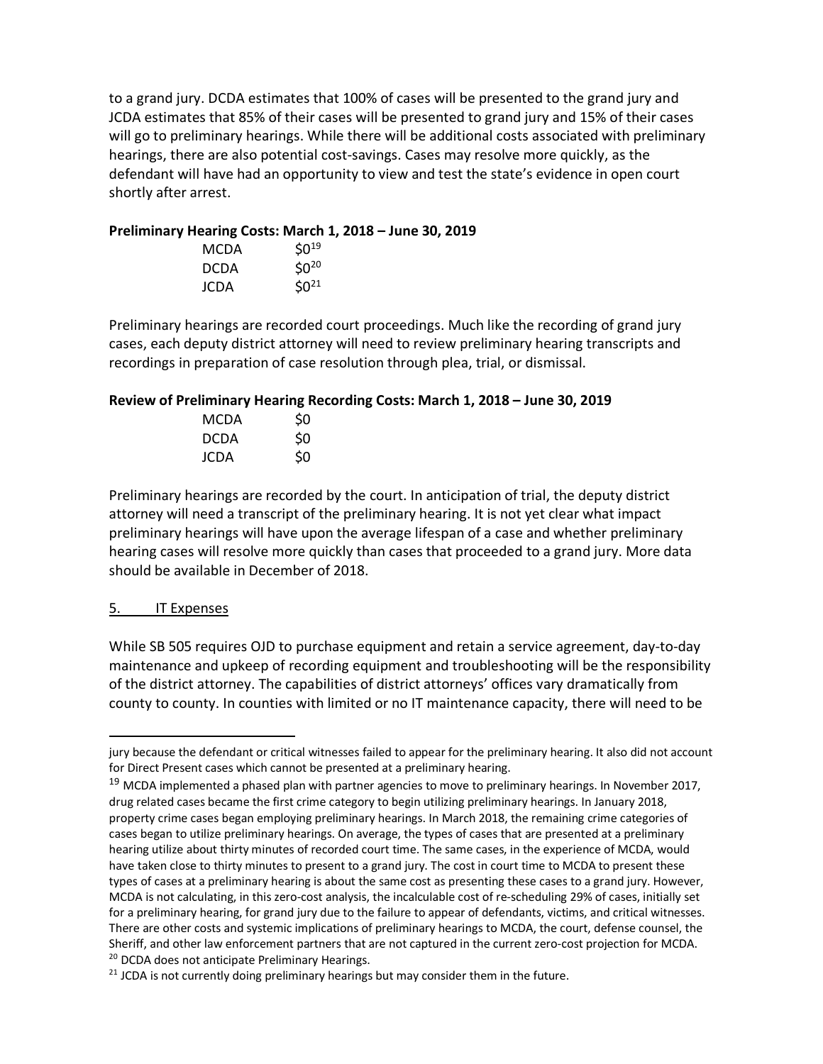to a grand jury. DCDA estimates that 100% of cases will be presented to the grand jury and JCDA estimates that 85% of their cases will be presented to grand jury and 15% of their cases will go to preliminary hearings. While there will be additional costs associated with preliminary hearings, there are also potential cost-savings. Cases may resolve more quickly, as the defendant will have had an opportunity to view and test the state's evidence in open court shortly after arrest.

**Preliminary Hearing Costs: March 1, 2018 – June 30, 2019**

| | |
|---|---|
| MCDA | $0[19] |
| DCDA | $0[20] |
| JCDA | $0[21] |

Preliminary hearings are recorded court proceedings. Much like the recording of grand jury cases, each deputy district attorney will need to review preliminary hearing transcripts and recordings in preparation of case resolution through plea, trial, or dismissal.

**Review of Preliminary Hearing Recording Costs: March 1, 2018 – June 30, 2019**

| | |
|---|---|
| MCDA | $0 |
| DCDA | $0 |
| JCDA | $0 |

Preliminary hearings are recorded by the court. In anticipation of trial, the deputy district attorney will need a transcript of the preliminary hearing. It is not yet clear what impact preliminary hearings will have upon the average lifespan of a case and whether preliminary hearing cases will resolve more quickly than cases that proceeded to a grand jury. More data should be available in December of 2018.

5. <u>IT Expenses</u>

While SB 505 requires OJD to purchase equipment and retain a service agreement, day-to-day maintenance and upkeep of recording equipment and troubleshooting will be the responsibility of the district attorney. The capabilities of district attorneys' offices vary dramatically from county to county. In counties with limited or no IT maintenance capacity, there will need to be

---

jury because the defendant or critical witnesses failed to appear for the preliminary hearing. It also did not account for Direct Present cases which cannot be presented at a preliminary hearing.

[19] MCDA implemented a phased plan with partner agencies to move to preliminary hearings. In November 2017, drug related cases became the first crime category to begin utilizing preliminary hearings. In January 2018, property crime cases began employing preliminary hearings. In March 2018, the remaining crime categories of cases began to utilize preliminary hearings. On average, the types of cases that are presented at a preliminary hearing utilize about thirty minutes of recorded court time. The same cases, in the experience of MCDA, would have taken close to thirty minutes to present to a grand jury. The cost in court time to MCDA to present these types of cases at a preliminary hearing is about the same cost as presenting these cases to a grand jury. However, MCDA is not calculating, in this zero-cost analysis, the incalculable cost of re-scheduling 29% of cases, initially set for a preliminary hearing, for grand jury due to the failure to appear of defendants, victims, and critical witnesses. There are other costs and systemic implications of preliminary hearings to MCDA, the court, defense counsel, the Sheriff, and other law enforcement partners that are not captured in the current zero-cost projection for MCDA.

[20] DCDA does not anticipate Preliminary Hearings.

[21] JCDA is not currently doing preliminary hearings but may consider them in the future.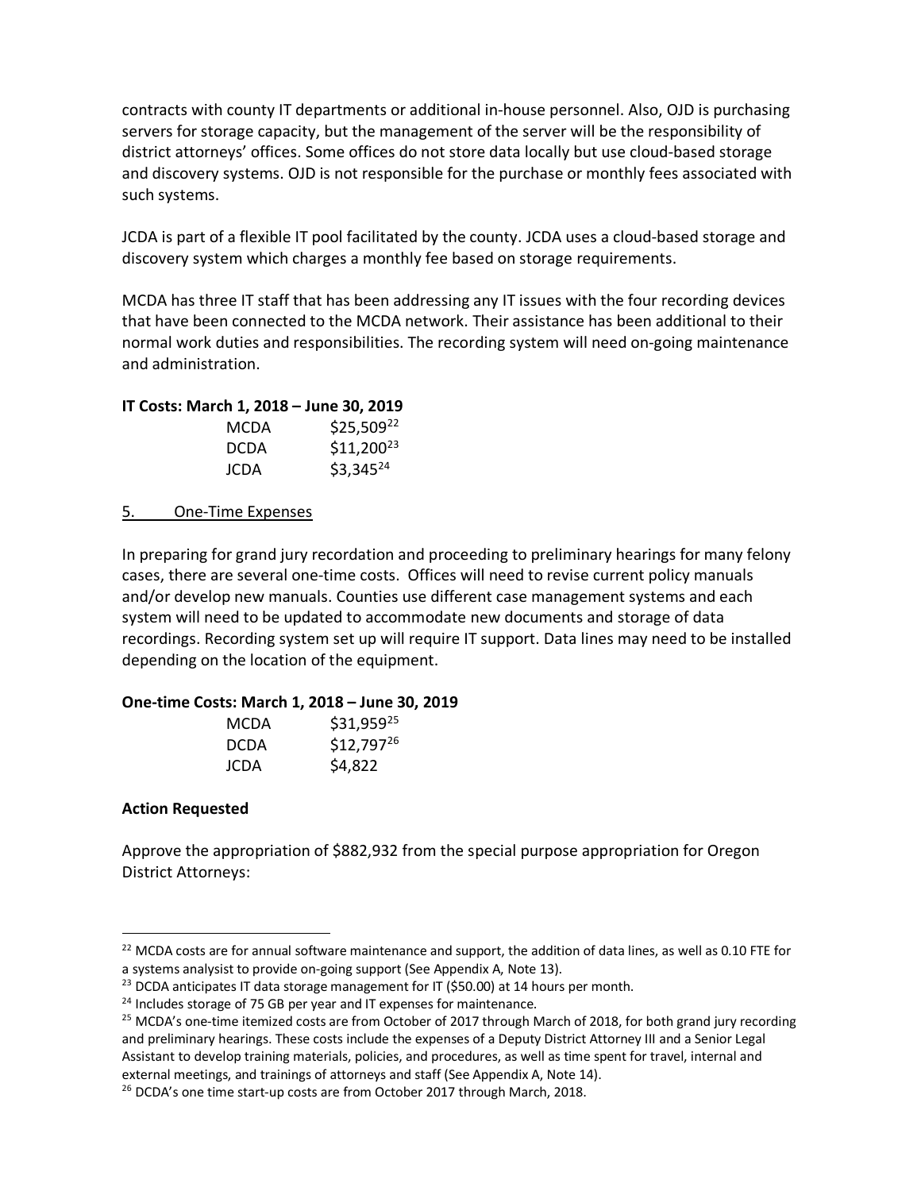contracts with county IT departments or additional in-house personnel. Also, OJD is purchasing servers for storage capacity, but the management of the server will be the responsibility of district attorneys' offices. Some offices do not store data locally but use cloud-based storage and discovery systems. OJD is not responsible for the purchase or monthly fees associated with such systems.

JCDA is part of a flexible IT pool facilitated by the county. JCDA uses a cloud-based storage and discovery system which charges a monthly fee based on storage requirements.

MCDA has three IT staff that has been addressing any IT issues with the four recording devices that have been connected to the MCDA network. Their assistance has been additional to their normal work duties and responsibilities. The recording system will need on-going maintenance and administration.

**IT Costs: March 1, 2018 – June 30, 2019**

| | |
|---|---|
| MCDA | $25,509[22] |
| DCDA | $11,200[23] |
| JCDA | $3,345[24] |

5. <u>One-Time Expenses</u>

In preparing for grand jury recordation and proceeding to preliminary hearings for many felony cases, there are several one-time costs. Offices will need to revise current policy manuals and/or develop new manuals. Counties use different case management systems and each system will need to be updated to accommodate new documents and storage of data recordings. Recording system set up will require IT support. Data lines may need to be installed depending on the location of the equipment.

**One-time Costs: March 1, 2018 – June 30, 2019**

| | |
|---|---|
| MCDA | $31,959[25] |
| DCDA | $12,797[26] |
| JCDA | $4,822 |

**Action Requested**

Approve the appropriation of $882,932 from the special purpose appropriation for Oregon District Attorneys:

---

[22] MCDA costs are for annual software maintenance and support, the addition of data lines, as well as 0.10 FTE for a systems analysist to provide on-going support (See Appendix A, Note 13).

[23] DCDA anticipates IT data storage management for IT ($50.00) at 14 hours per month.

[24] Includes storage of 75 GB per year and IT expenses for maintenance.

[25] MCDA's one-time itemized costs are from October of 2017 through March of 2018, for both grand jury recording and preliminary hearings. These costs include the expenses of a Deputy District Attorney III and a Senior Legal Assistant to develop training materials, policies, and procedures, as well as time spent for travel, internal and external meetings, and trainings of attorneys and staff (See Appendix A, Note 14).

[26] DCDA's one time start-up costs are from October 2017 through March, 2018.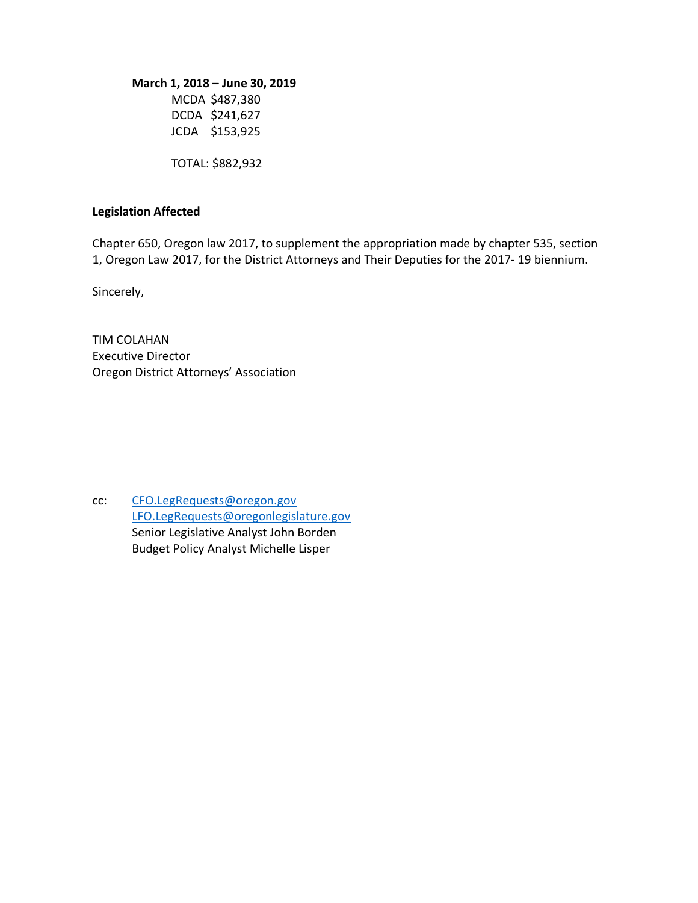**March 1, 2018 – June 30, 2019**

MCDA $487,380
DCDA $241,627
JCDA $153,925

TOTAL: $882,932

**Legislation Affected**

Chapter 650, Oregon law 2017, to supplement the appropriation made by chapter 535, section 1, Oregon Law 2017, for the District Attorneys and Their Deputies for the 2017- 19 biennium.

Sincerely,

TIM COLAHAN
Executive Director
Oregon District Attorneys' Association

cc: CFO.LegRequests@oregon.gov
LFO.LegRequests@oregonlegislature.gov
Senior Legislative Analyst John Borden
Budget Policy Analyst Michelle Lisper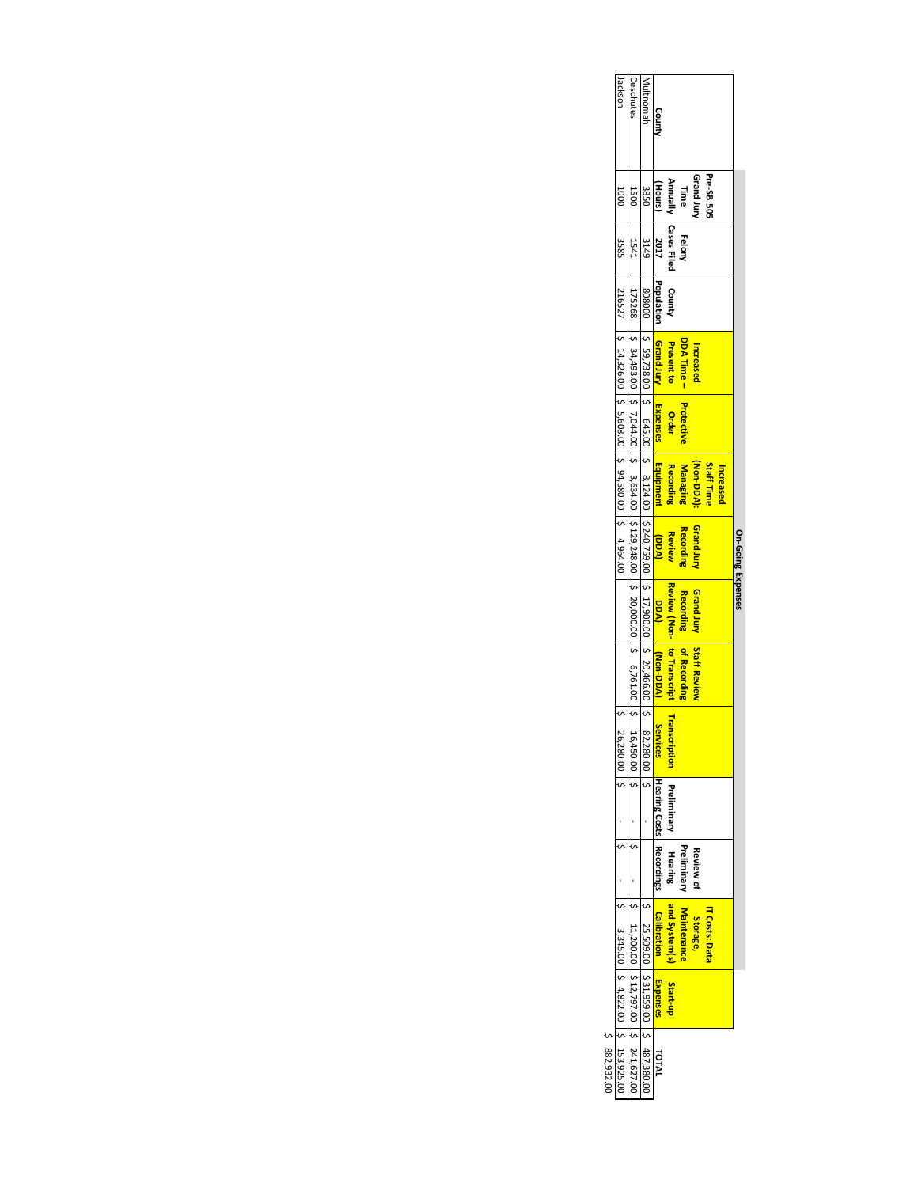| County | Pre-SB 505 Grand Jury Time Annually (Hours) | Felony Cases Filed 2017 | County Population | On-Going Expenses | | | | | | | | | | Start-up Expenses | TOTAL |
|---|---|---|---|---|---|---|---|---|---|---|---|---|---|---|---|
| | | | | Increased DDA Time – Present to Grand Jury | Protective Order Expenses | Increased Staff Time (Non-DDA): Managing Recording Equipment | Grand Jury Recording Review (DDA) | Grand Jury Recording Review (Non-DDA) | Staff Review of Recording to Transcript (Non-DDA) | Transcription Services | Preliminary Hearing Costs | Review of Preliminary Hearing Recordings | IT Costs: Data Storage, Maintenance and System(s) Calibration | | |
| Multnomah | 3850 | 3149 | 808000 | $ 59,738.00 | $ 645.00 | $ 8,124.00 | $240,759.00 | $ 17,900.00 | $ 20,466.00 | $ 82,280.00 | $ - | | $ 25,509.00 | $ 31,959.00 | $ 487,380.00 |
| Deschutes | 1500 | 1541 | 175268 | $ 34,493.00 | $ 7,044.00 | $ 3,634.00 | $129,248.00 | $ 20,000.00 | $ 6,761.00 | $ 16,450.00 | $ - | $ - | $ 11,200.00 | $ 12,797.00 | $ 241,627.00 |
| Jackson | 1000 | 3585 | 216527 | $ 14,326.00 | $ 5,608.00 | $ 94,580.00 | $ 4,964.00 | | | $ 26,280.00 | $ - | $ - | $ 3,345.00 | $ 4,822.00 | $ 153,925.00 |
| | | | | | | | | | | | | | | | $ 882,932.00 |